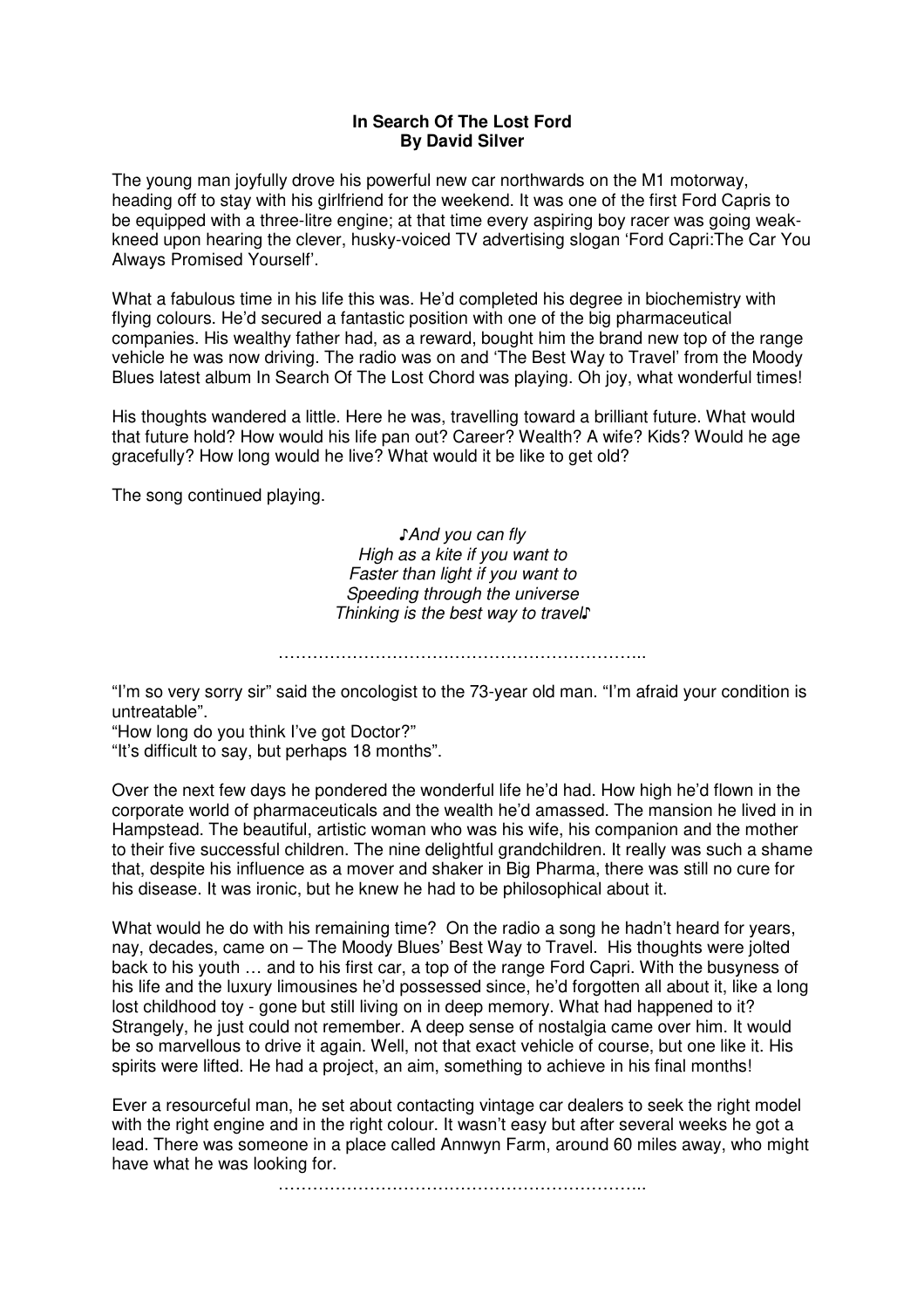**In Search Of The Lost Ford**
**By David Silver**

The young man joyfully drove his powerful new car northwards on the M1 motorway, heading off to stay with his girlfriend for the weekend. It was one of the first Ford Capris to be equipped with a three-litre engine; at that time every aspiring boy racer was going weak-kneed upon hearing the clever, husky-voiced TV advertising slogan 'Ford Capri:The Car You Always Promised Yourself'.

What a fabulous time in his life this was. He'd completed his degree in biochemistry with flying colours. He'd secured a fantastic position with one of the big pharmaceutical companies. His wealthy father had, as a reward, bought him the brand new top of the range vehicle he was now driving. The radio was on and 'The Best Way to Travel' from the Moody Blues latest album In Search Of The Lost Chord was playing. Oh joy, what wonderful times!

His thoughts wandered a little. Here he was, travelling toward a brilliant future. What would that future hold? How would his life pan out? Career? Wealth? A wife? Kids? Would he age gracefully? How long would he live? What would it be like to get old?

The song continued playing.

*♪And you can fly*
*High as a kite if you want to*
*Faster than light if you want to*
*Speeding through the universe*
*Thinking is the best way to travel♪*

………………………………………………………..

"I'm so very sorry sir" said the oncologist to the 73-year old man. "I'm afraid your condition is untreatable".
"How long do you think I've got Doctor?"
"It's difficult to say, but perhaps 18 months".

Over the next few days he pondered the wonderful life he'd had. How high he'd flown in the corporate world of pharmaceuticals and the wealth he'd amassed. The mansion he lived in in Hampstead. The beautiful, artistic woman who was his wife, his companion and the mother to their five successful children. The nine delightful grandchildren. It really was such a shame that, despite his influence as a mover and shaker in Big Pharma, there was still no cure for his disease. It was ironic, but he knew he had to be philosophical about it.

What would he do with his remaining time? On the radio a song he hadn't heard for years, nay, decades, came on – The Moody Blues' Best Way to Travel. His thoughts were jolted back to his youth … and to his first car, a top of the range Ford Capri. With the busyness of his life and the luxury limousines he'd possessed since, he'd forgotten all about it, like a long lost childhood toy - gone but still living on in deep memory. What had happened to it? Strangely, he just could not remember. A deep sense of nostalgia came over him. It would be so marvellous to drive it again. Well, not that exact vehicle of course, but one like it. His spirits were lifted. He had a project, an aim, something to achieve in his final months!

Ever a resourceful man, he set about contacting vintage car dealers to seek the right model with the right engine and in the right colour. It wasn't easy but after several weeks he got a lead. There was someone in a place called Annwyn Farm, around 60 miles away, who might have what he was looking for.

………………………………………………………..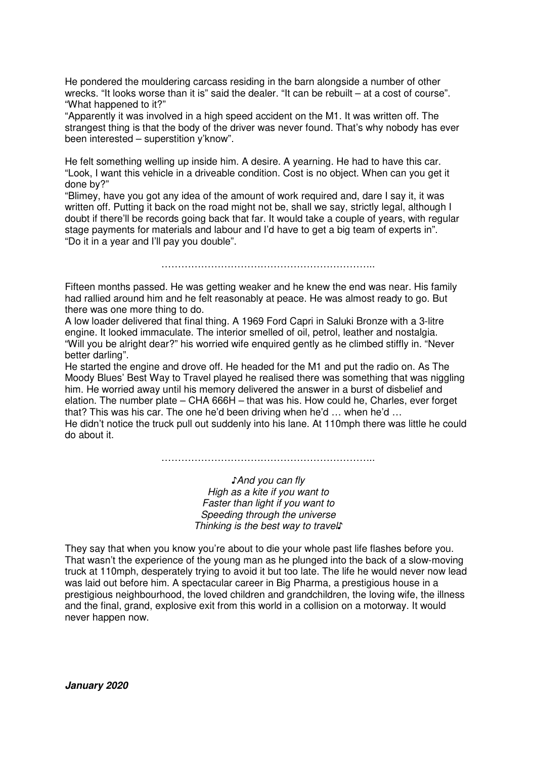He pondered the mouldering carcass residing in the barn alongside a number of other wrecks. "It looks worse than it is" said the dealer. "It can be rebuilt – at a cost of course".
"What happened to it?"
"Apparently it was involved in a high speed accident on the M1. It was written off. The strangest thing is that the body of the driver was never found. That's why nobody has ever been interested – superstition y'know".

He felt something welling up inside him. A desire. A yearning. He had to have this car.
"Look, I want this vehicle in a driveable condition. Cost is no object. When can you get it done by?"
"Blimey, have you got any idea of the amount of work required and, dare I say it, it was written off. Putting it back on the road might not be, shall we say, strictly legal, although I doubt if there'll be records going back that far. It would take a couple of years, with regular stage payments for materials and labour and I'd have to get a big team of experts in".
"Do it in a year and I'll pay you double".

…………………………………………………………..

Fifteen months passed. He was getting weaker and he knew the end was near. His family had rallied around him and he felt reasonably at peace. He was almost ready to go. But there was one more thing to do.
A low loader delivered that final thing. A 1969 Ford Capri in Saluki Bronze with a 3-litre engine. It looked immaculate. The interior smelled of oil, petrol, leather and nostalgia.
"Will you be alright dear?" his worried wife enquired gently as he climbed stiffly in. "Never better darling".
He started the engine and drove off. He headed for the M1 and put the radio on. As The Moody Blues' Best Way to Travel played he realised there was something that was niggling him. He worried away until his memory delivered the answer in a burst of disbelief and elation. The number plate – CHA 666H – that was his. How could he, Charles, ever forget that? This was his car. The one he'd been driving when he'd … when he'd …
He didn't notice the truck pull out suddenly into his lane. At 110mph there was little he could do about it.

…………………………………………………………..

*♪And you can fly*
*High as a kite if you want to*
*Faster than light if you want to*
*Speeding through the universe*
*Thinking is the best way to travel♪*

They say that when you know you're about to die your whole past life flashes before you. That wasn't the experience of the young man as he plunged into the back of a slow-moving truck at 110mph, desperately trying to avoid it but too late. The life he would never now lead was laid out before him. A spectacular career in Big Pharma, a prestigious house in a prestigious neighbourhood, the loved children and grandchildren, the loving wife, the illness and the final, grand, explosive exit from this world in a collision on a motorway. It would never happen now.

***January 2020***